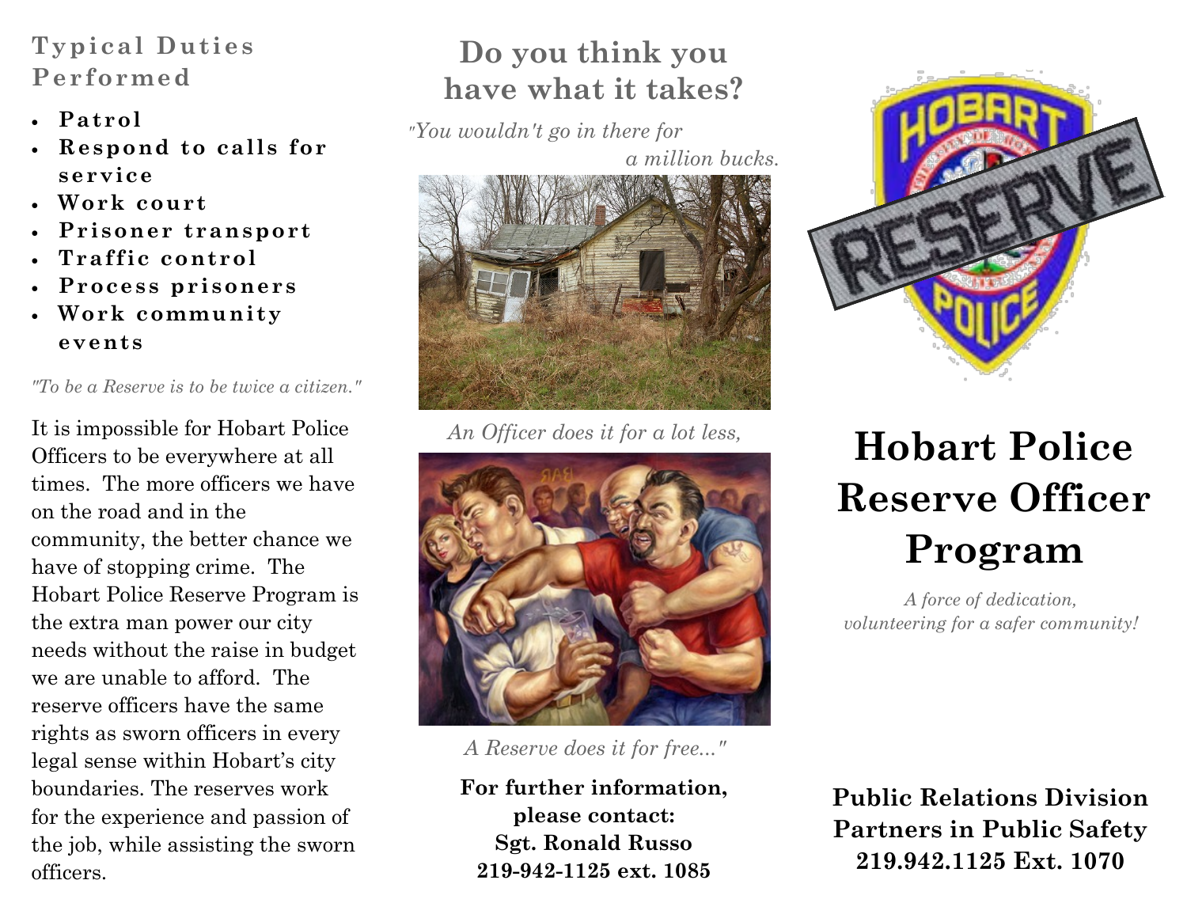## Typical Duties Performed

- **Patrol**
- **Respond to calls for service**
- **Work court**
- **Prisoner transport**
- **Traffic control**
- **Process prisoners**
- **Work community events**

*"To be a Reserve is to be twice a citizen."*

It is impossible for Hobart Police Officers to be everywhere at all times. The more officers we have on the road and in the community, the better chance we have of stopping crime. The Hobart Police Reserve Program is the extra man power our city needs without the raise in budget we are unable to afford. The reserve officers have the same rights as sworn officers in every legal sense within Hobart's city boundaries. The reserves work for the experience and passion of the job, while assisting the sworn officers.

## Do you think you have what it takes?

*"You wouldn't go in there for a million bucks.*

*An Officer does it for a lot less,*

*A Reserve does it for free..."*

**For further information, please contact:**
**Sgt. Ronald Russo**
**219-942-1125 ext. 1085**

# Hobart Police Reserve Officer Program

*A force of dedication, volunteering for a safer community!*

**Public Relations Division**
**Partners in Public Safety**
**219.942.1125 Ext. 1070**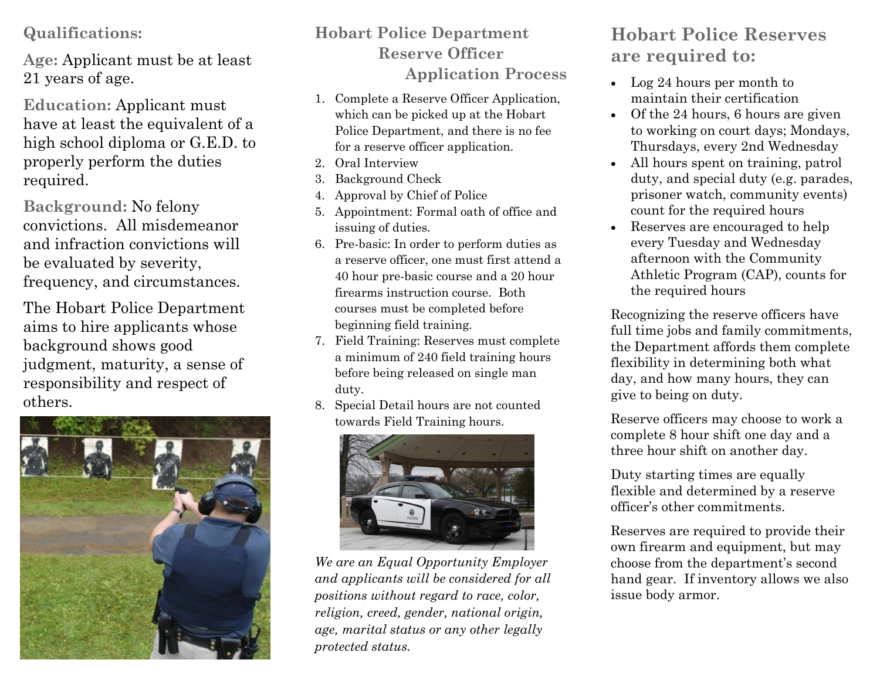## Qualifications:

**Age:** Applicant must be at least 21 years of age.

**Education:** Applicant must have at least the equivalent of a high school diploma or G.E.D. to properly perform the duties required.

**Background:** No felony convictions. All misdemeanor and infraction convictions will be evaluated by severity, frequency, and circumstances.

The Hobart Police Department aims to hire applicants whose background shows good judgment, maturity, a sense of responsibility and respect of others.

## Hobart Police Department Reserve Officer Application Process

1. Complete a Reserve Officer Application, which can be picked up at the Hobart Police Department, and there is no fee for a reserve officer application.
2. Oral Interview
3. Background Check
4. Approval by Chief of Police
5. Appointment: Formal oath of office and issuing of duties.
6. Pre-basic: In order to perform duties as a reserve officer, one must first attend a 40 hour pre-basic course and a 20 hour firearms instruction course. Both courses must be completed before beginning field training.
7. Field Training: Reserves must complete a minimum of 240 field training hours before being released on single man duty.
8. Special Detail hours are not counted towards Field Training hours.

*We are an Equal Opportunity Employer and applicants will be considered for all positions without regard to race, color, religion, creed, gender, national origin, age, marital status or any other legally protected status.*

## Hobart Police Reserves are required to:

- Log 24 hours per month to maintain their certification
- Of the 24 hours, 6 hours are given to working on court days; Mondays, Thursdays, every 2nd Wednesday
- All hours spent on training, patrol duty, and special duty (e.g. parades, prisoner watch, community events) count for the required hours
- Reserves are encouraged to help every Tuesday and Wednesday afternoon with the Community Athletic Program (CAP), counts for the required hours

Recognizing the reserve officers have full time jobs and family commitments, the Department affords them complete flexibility in determining both what day, and how many hours, they can give to being on duty.

Reserve officers may choose to work a complete 8 hour shift one day and a three hour shift on another day.

Duty starting times are equally flexible and determined by a reserve officer's other commitments.

Reserves are required to provide their own firearm and equipment, but may choose from the department's second hand gear. If inventory allows we also issue body armor.